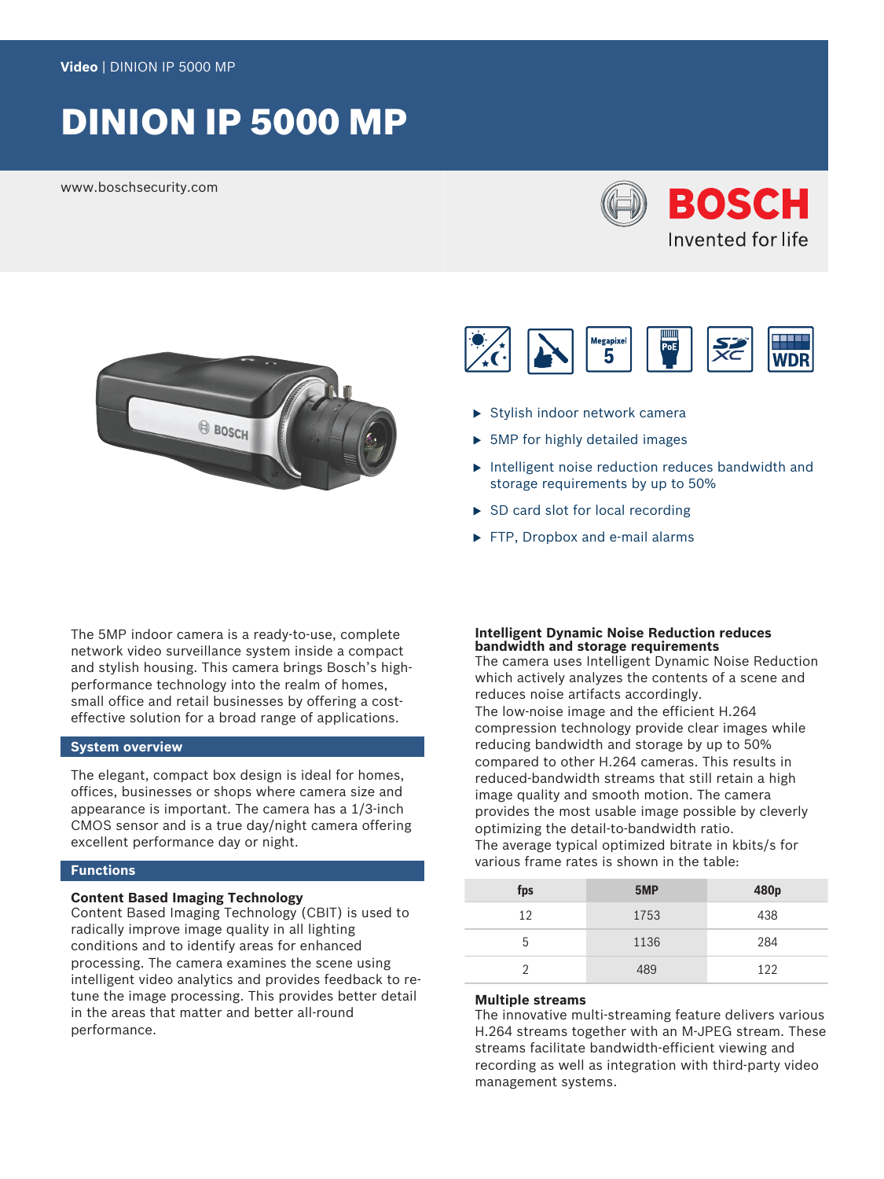Video | DINION IP 5000 MP

# DINION IP 5000 MP

www.boschsecurity.com

- Stylish indoor network camera
- 5MP for highly detailed images
- Intelligent noise reduction reduces bandwidth and storage requirements by up to 50%
- SD card slot for local recording
- FTP, Dropbox and e-mail alarms

The 5MP indoor camera is a ready-to-use, complete network video surveillance system inside a compact and stylish housing. This camera brings Bosch's high-performance technology into the realm of homes, small office and retail businesses by offering a cost-effective solution for a broad range of applications.

## System overview

The elegant, compact box design is ideal for homes, offices, businesses or shops where camera size and appearance is important. The camera has a 1/3-inch CMOS sensor and is a true day/night camera offering excellent performance day or night.

## Functions

### Content Based Imaging Technology

Content Based Imaging Technology (CBIT) is used to radically improve image quality in all lighting conditions and to identify areas for enhanced processing. The camera examines the scene using intelligent video analytics and provides feedback to re-tune the image processing. This provides better detail in the areas that matter and better all-round performance.

### Intelligent Dynamic Noise Reduction reduces bandwidth and storage requirements

The camera uses Intelligent Dynamic Noise Reduction which actively analyzes the contents of a scene and reduces noise artifacts accordingly.
The low-noise image and the efficient H.264 compression technology provide clear images while reducing bandwidth and storage by up to 50% compared to other H.264 cameras. This results in reduced-bandwidth streams that still retain a high image quality and smooth motion. The camera provides the most usable image possible by cleverly optimizing the detail-to-bandwidth ratio.
The average typical optimized bitrate in kbits/s for various frame rates is shown in the table:

| fps | 5MP | 480p |
|---|---|---|
| 12 | 1753 | 438 |
| 5 | 1136 | 284 |
| 2 | 489 | 122 |

### Multiple streams

The innovative multi-streaming feature delivers various H.264 streams together with an M-JPEG stream. These streams facilitate bandwidth-efficient viewing and recording as well as integration with third-party video management systems.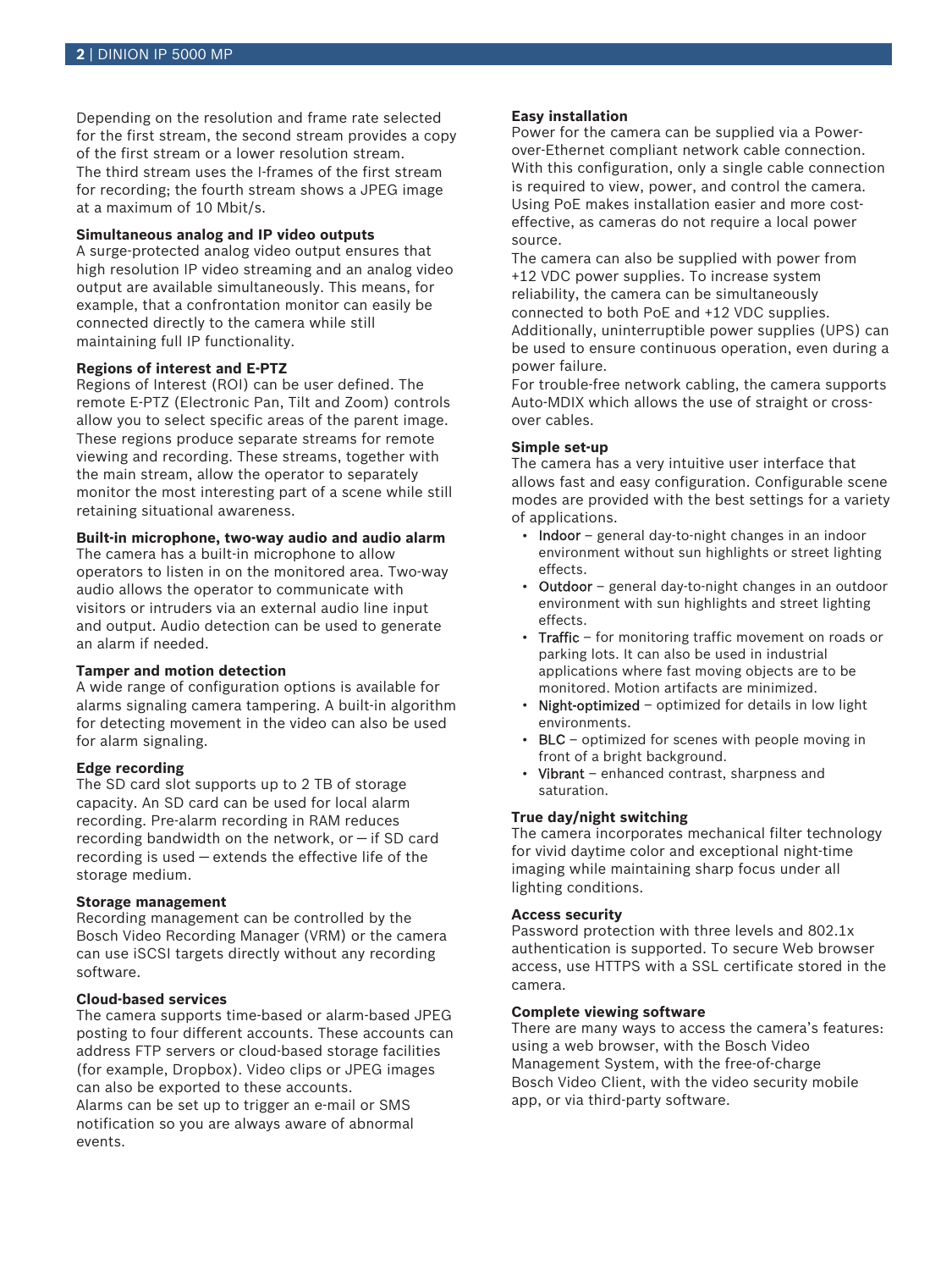Depending on the resolution and frame rate selected for the first stream, the second stream provides a copy of the first stream or a lower resolution stream. The third stream uses the I-frames of the first stream for recording; the fourth stream shows a JPEG image at a maximum of 10 Mbit/s.

**Simultaneous analog and IP video outputs**
A surge-protected analog video output ensures that high resolution IP video streaming and an analog video output are available simultaneously. This means, for example, that a confrontation monitor can easily be connected directly to the camera while still maintaining full IP functionality.

**Regions of interest and E-PTZ**
Regions of Interest (ROI) can be user defined. The remote E-PTZ (Electronic Pan, Tilt and Zoom) controls allow you to select specific areas of the parent image. These regions produce separate streams for remote viewing and recording. These streams, together with the main stream, allow the operator to separately monitor the most interesting part of a scene while still retaining situational awareness.

**Built-in microphone, two-way audio and audio alarm**
The camera has a built-in microphone to allow operators to listen in on the monitored area. Two-way audio allows the operator to communicate with visitors or intruders via an external audio line input and output. Audio detection can be used to generate an alarm if needed.

**Tamper and motion detection**
A wide range of configuration options is available for alarms signaling camera tampering. A built-in algorithm for detecting movement in the video can also be used for alarm signaling.

**Edge recording**
The SD card slot supports up to 2 TB of storage capacity. An SD card can be used for local alarm recording. Pre-alarm recording in RAM reduces recording bandwidth on the network, or – if SD card recording is used – extends the effective life of the storage medium.

**Storage management**
Recording management can be controlled by the Bosch Video Recording Manager (VRM) or the camera can use iSCSI targets directly without any recording software.

**Cloud-based services**
The camera supports time-based or alarm-based JPEG posting to four different accounts. These accounts can address FTP servers or cloud-based storage facilities (for example, Dropbox). Video clips or JPEG images can also be exported to these accounts.
Alarms can be set up to trigger an e-mail or SMS notification so you are always aware of abnormal events.

**Easy installation**
Power for the camera can be supplied via a Power-over-Ethernet compliant network cable connection. With this configuration, only a single cable connection is required to view, power, and control the camera. Using PoE makes installation easier and more cost-effective, as cameras do not require a local power source.
The camera can also be supplied with power from +12 VDC power supplies. To increase system reliability, the camera can be simultaneously connected to both PoE and +12 VDC supplies. Additionally, uninterruptible power supplies (UPS) can be used to ensure continuous operation, even during a power failure.
For trouble-free network cabling, the camera supports Auto-MDIX which allows the use of straight or cross-over cables.

**Simple set-up**
The camera has a very intuitive user interface that allows fast and easy configuration. Configurable scene modes are provided with the best settings for a variety of applications.

- Indoor – general day-to-night changes in an indoor environment without sun highlights or street lighting effects.
- Outdoor – general day-to-night changes in an outdoor environment with sun highlights and street lighting effects.
- Traffic – for monitoring traffic movement on roads or parking lots. It can also be used in industrial applications where fast moving objects are to be monitored. Motion artifacts are minimized.
- Night-optimized – optimized for details in low light environments.
- BLC – optimized for scenes with people moving in front of a bright background.
- Vibrant – enhanced contrast, sharpness and saturation.

**True day/night switching**
The camera incorporates mechanical filter technology for vivid daytime color and exceptional night-time imaging while maintaining sharp focus under all lighting conditions.

**Access security**
Password protection with three levels and 802.1x authentication is supported. To secure Web browser access, use HTTPS with a SSL certificate stored in the camera.

**Complete viewing software**
There are many ways to access the camera's features: using a web browser, with the Bosch Video Management System, with the free-of-charge Bosch Video Client, with the video security mobile app, or via third-party software.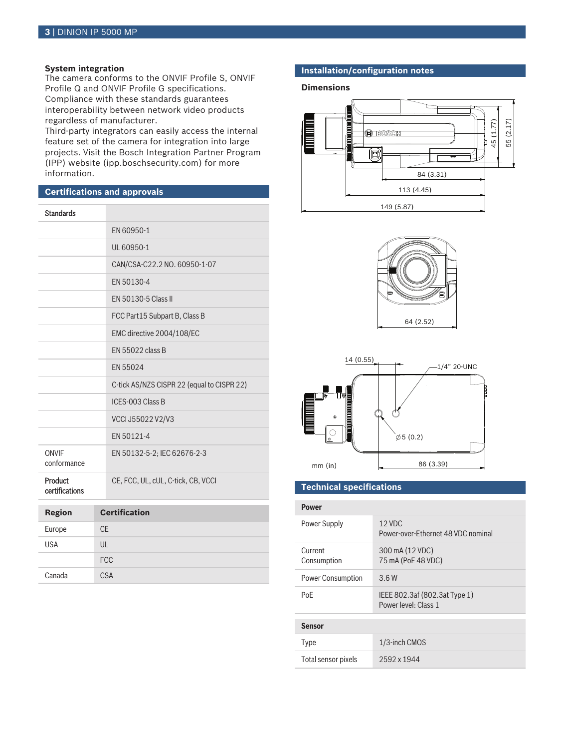### System integration

The camera conforms to the ONVIF Profile S, ONVIF Profile Q and ONVIF Profile G specifications. Compliance with these standards guarantees interoperability between network video products regardless of manufacturer.

Third-party integrators can easily access the internal feature set of the camera for integration into large projects. Visit the Bosch Integration Partner Program (IPP) website (ipp.boschsecurity.com) for more information.

## Certifications and approvals

| Standards | |
|---|---|
| | EN 60950-1 |
| | UL 60950-1 |
| | CAN/CSA-C22.2 NO. 60950-1-07 |
| | EN 50130-4 |
| | EN 50130-5 Class II |
| | FCC Part15 Subpart B, Class B |
| | EMC directive 2004/108/EC |
| | EN 55022 class B |
| | EN 55024 |
| | C-tick AS/NZS CISPR 22 (equal to CISPR 22) |
| | ICES-003 Class B |
| | VCCI J55022 V2/V3 |
| | EN 50121-4 |
| ONVIF conformance | EN 50132-5-2; IEC 62676-2-3 |
| Product certifications | CE, FCC, UL, cUL, C-tick, CB, VCCI |

| Region | Certification |
|---|---|
| Europe | CE |
| USA | UL |
| | FCC |
| Canada | CSA |

## Installation/configuration notes

### Dimensions

84 (3.31)
113 (4.45)
149 (5.87)
45 (1.77)
55 (2.17)

64 (2.52)

14 (0.55)
1/4" 20-UNC
∅5 (0.2)
86 (3.39)
mm (in)

## Technical specifications

| Power | |
|---|---|
| Power Supply | 12 VDC<br>Power-over-Ethernet 48 VDC nominal |
| Current Consumption | 300 mA (12 VDC)<br>75 mA (PoE 48 VDC) |
| Power Consumption | 3.6 W |
| PoE | IEEE 802.3af (802.3at Type 1)<br>Power level: Class 1 |

| Sensor | |
|---|---|
| Type | 1/3-inch CMOS |
| Total sensor pixels | 2592 x 1944 |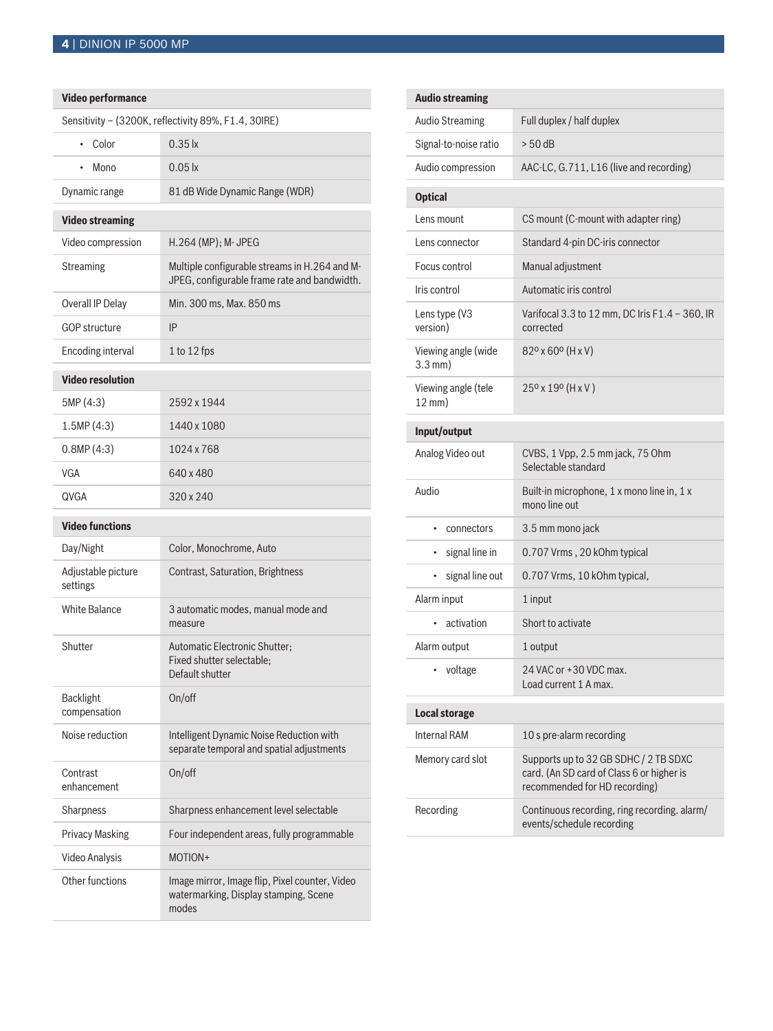| Video performance | |
|---|---|
| Sensitivity – (3200K, reflectivity 89%, F1.4, 30IRE) | |
| • Color | 0.35 lx |
| • Mono | 0.05 lx |
| Dynamic range | 81 dB Wide Dynamic Range (WDR) |

| Video streaming | |
|---|---|
| Video compression | H.264 (MP); M- JPEG |
| Streaming | Multiple configurable streams in H.264 and M-JPEG, configurable frame rate and bandwidth. |
| Overall IP Delay | Min. 300 ms, Max. 850 ms |
| GOP structure | IP |
| Encoding interval | 1 to 12 fps |

| Video resolution | |
|---|---|
| 5MP (4:3) | 2592 x 1944 |
| 1.5MP (4:3) | 1440 x 1080 |
| 0.8MP (4:3) | 1024 x 768 |
| VGA | 640 x 480 |
| QVGA | 320 x 240 |

| Video functions | |
|---|---|
| Day/Night | Color, Monochrome, Auto |
| Adjustable picture settings | Contrast, Saturation, Brightness |
| White Balance | 3 automatic modes, manual mode and measure |
| Shutter | Automatic Electronic Shutter; Fixed shutter selectable; Default shutter |
| Backlight compensation | On/off |
| Noise reduction | Intelligent Dynamic Noise Reduction with separate temporal and spatial adjustments |
| Contrast enhancement | On/off |
| Sharpness | Sharpness enhancement level selectable |
| Privacy Masking | Four independent areas, fully programmable |
| Video Analysis | MOTION+ |
| Other functions | Image mirror, Image flip, Pixel counter, Video watermarking, Display stamping, Scene modes |

| Audio streaming | |
|---|---|
| Audio Streaming | Full duplex / half duplex |
| Signal-to-noise ratio | > 50 dB |
| Audio compression | AAC-LC, G.711, L16 (live and recording) |

| Optical | |
|---|---|
| Lens mount | CS mount (C-mount with adapter ring) |
| Lens connector | Standard 4-pin DC-iris connector |
| Focus control | Manual adjustment |
| Iris control | Automatic iris control |
| Lens type (V3 version) | Varifocal 3.3 to 12 mm, DC Iris F1.4 – 360, IR corrected |
| Viewing angle (wide 3.3 mm) | 82º x 60º (H x V) |
| Viewing angle (tele 12 mm) | 25º x 19º (H x V ) |

| Input/output | |
|---|---|
| Analog Video out | CVBS, 1 Vpp, 2.5 mm jack, 75 Ohm Selectable standard |
| Audio | Built-in microphone, 1 x mono line in, 1 x mono line out |
| • connectors | 3.5 mm mono jack |
| • signal line in | 0.707 Vrms , 20 kOhm typical |
| • signal line out | 0.707 Vrms, 10 kOhm typical, |
| Alarm input | 1 input |
| • activation | Short to activate |
| Alarm output | 1 output |
| • voltage | 24 VAC or +30 VDC max. Load current 1 A max. |

| Local storage | |
|---|---|
| Internal RAM | 10 s pre-alarm recording |
| Memory card slot | Supports up to 32 GB SDHC / 2 TB SDXC card. (An SD card of Class 6 or higher is recommended for HD recording) |
| Recording | Continuous recording, ring recording. alarm/ events/schedule recording |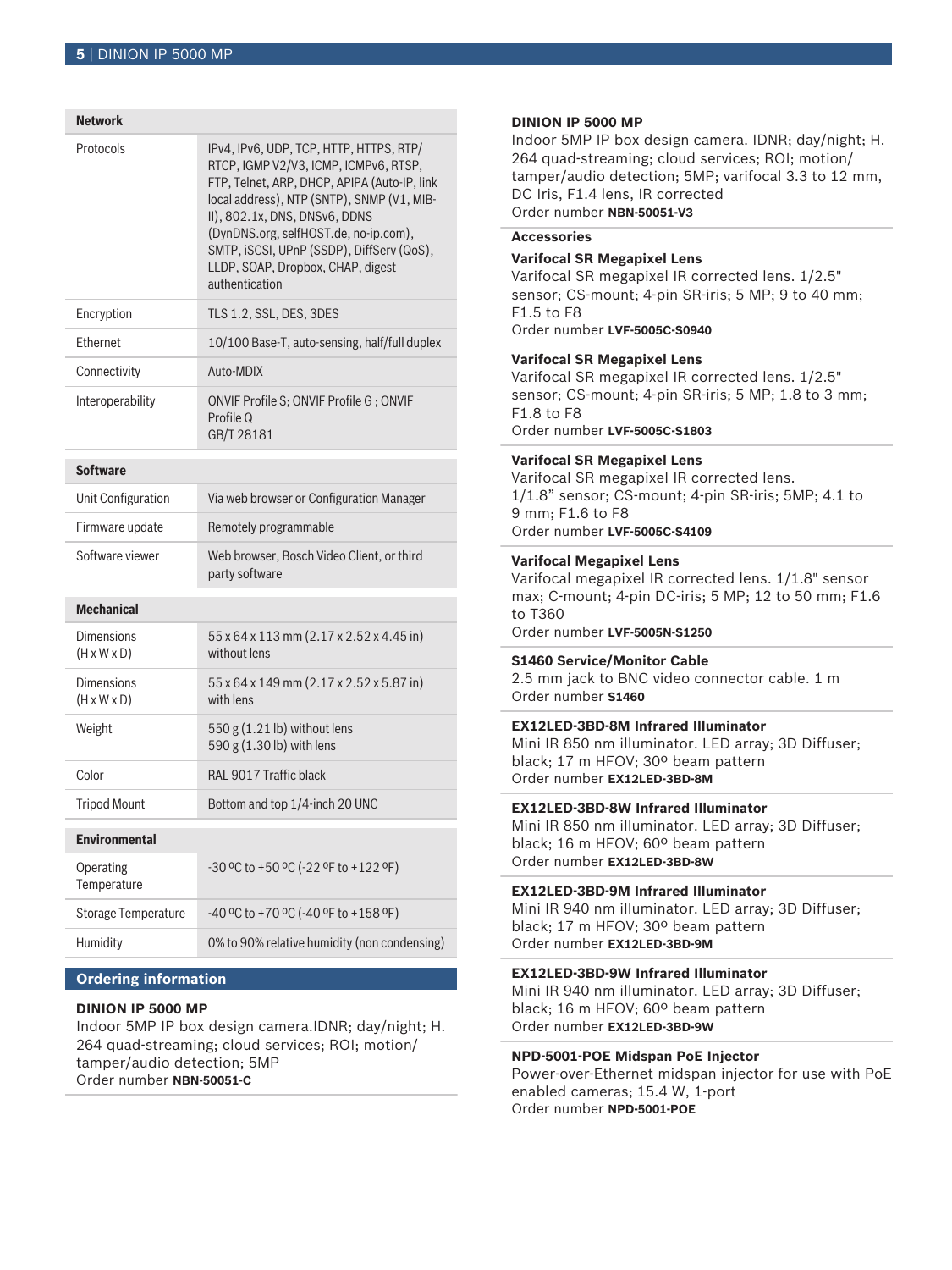| Network | |
|---|---|
| Protocols | IPv4, IPv6, UDP, TCP, HTTP, HTTPS, RTP/RTCP, IGMP V2/V3, ICMP, ICMPv6, RTSP, FTP, Telnet, ARP, DHCP, APIPA (Auto-IP, link local address), NTP (SNTP), SNMP (V1, MIB-II), 802.1x, DNS, DNSv6, DDNS (DynDNS.org, selfHOST.de, no-ip.com), SMTP, iSCSI, UPnP (SSDP), DiffServ (QoS), LLDP, SOAP, Dropbox, CHAP, digest authentication |
| Encryption | TLS 1.2, SSL, DES, 3DES |
| Ethernet | 10/100 Base-T, auto-sensing, half/full duplex |
| Connectivity | Auto-MDIX |
| Interoperability | ONVIF Profile S; ONVIF Profile G ; ONVIF Profile Q<br>GB/T 28181 |

| Software | |
|---|---|
| Unit Configuration | Via web browser or Configuration Manager |
| Firmware update | Remotely programmable |
| Software viewer | Web browser, Bosch Video Client, or third party software |

| Mechanical | |
|---|---|
| Dimensions (H x W x D) | 55 x 64 x 113 mm (2.17 x 2.52 x 4.45 in) without lens |
| Dimensions (H x W x D) | 55 x 64 x 149 mm (2.17 x 2.52 x 5.87 in) with lens |
| Weight | 550 g (1.21 lb) without lens<br>590 g (1.30 lb) with lens |
| Color | RAL 9017 Traffic black |
| Tripod Mount | Bottom and top 1/4-inch 20 UNC |

| Environmental | |
|---|---|
| Operating Temperature | -30 ºC to +50 ºC (-22 ºF to +122 ºF) |
| Storage Temperature | -40 ºC to +70 ºC (-40 ºF to +158 ºF) |
| Humidity | 0% to 90% relative humidity (non condensing) |

## Ordering information

**DINION IP 5000 MP**
Indoor 5MP IP box design camera.IDNR; day/night; H. 264 quad-streaming; cloud services; ROI; motion/tamper/audio detection; 5MP
Order number **NBN-50051-C**

**DINION IP 5000 MP**
Indoor 5MP IP box design camera. IDNR; day/night; H. 264 quad-streaming; cloud services; ROI; motion/tamper/audio detection; 5MP; varifocal 3.3 to 12 mm, DC Iris, F1.4 lens, IR corrected
Order number **NBN-50051-V3**

### Accessories

**Varifocal SR Megapixel Lens**
Varifocal SR megapixel IR corrected lens. 1/2.5" sensor; CS-mount; 4-pin SR-iris; 5 MP; 9 to 40 mm; F1.5 to F8
Order number **LVF-5005C-S0940**

**Varifocal SR Megapixel Lens**
Varifocal SR megapixel IR corrected lens. 1/2.5" sensor; CS-mount; 4-pin SR-iris; 5 MP; 1.8 to 3 mm; F1.8 to F8
Order number **LVF-5005C-S1803**

**Varifocal SR Megapixel Lens**
Varifocal SR megapixel IR corrected lens. 1/1.8" sensor; CS-mount; 4-pin SR-iris; 5MP; 4.1 to 9 mm; F1.6 to F8
Order number **LVF-5005C-S4109**

**Varifocal Megapixel Lens**
Varifocal megapixel IR corrected lens. 1/1.8" sensor max; C-mount; 4-pin DC-iris; 5 MP; 12 to 50 mm; F1.6 to T360
Order number **LVF-5005N-S1250**

**S1460 Service/Monitor Cable**
2.5 mm jack to BNC video connector cable. 1 m
Order number **S1460**

**EX12LED-3BD-8M Infrared Illuminator**
Mini IR 850 nm illuminator. LED array; 3D Diffuser; black; 17 m HFOV; 30º beam pattern
Order number **EX12LED-3BD-8M**

**EX12LED-3BD-8W Infrared Illuminator**
Mini IR 850 nm illuminator. LED array; 3D Diffuser; black; 16 m HFOV; 60º beam pattern
Order number **EX12LED-3BD-8W**

**EX12LED-3BD-9M Infrared Illuminator**
Mini IR 940 nm illuminator. LED array; 3D Diffuser; black; 17 m HFOV; 30º beam pattern
Order number **EX12LED-3BD-9M**

**EX12LED-3BD-9W Infrared Illuminator**
Mini IR 940 nm illuminator. LED array; 3D Diffuser; black; 16 m HFOV; 60º beam pattern
Order number **EX12LED-3BD-9W**

**NPD-5001-POE Midspan PoE Injector**
Power-over-Ethernet midspan injector for use with PoE enabled cameras; 15.4 W, 1-port
Order number **NPD-5001-POE**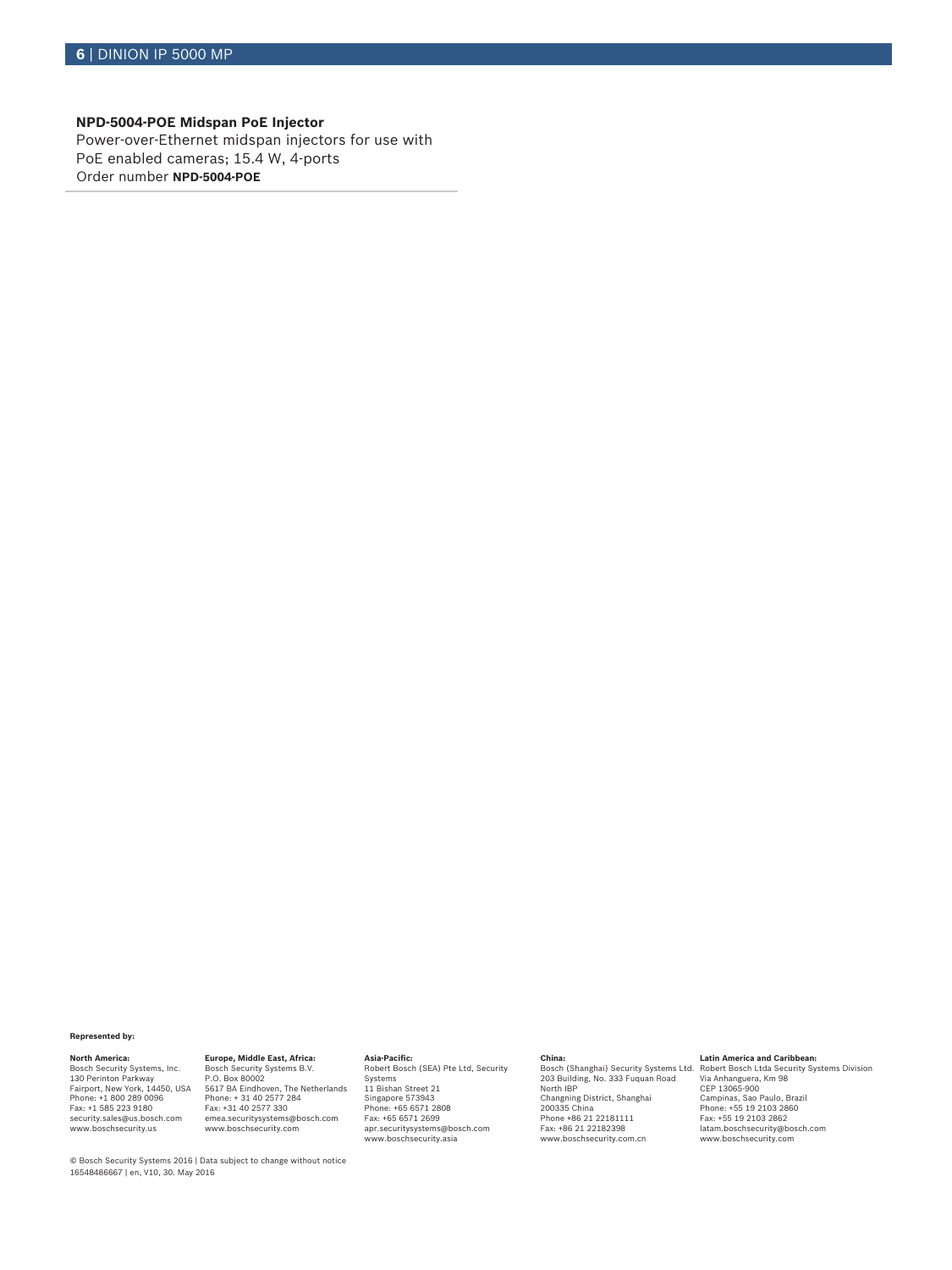**NPD-5004-POE Midspan PoE Injector**
Power-over-Ethernet midspan injectors for use with PoE enabled cameras; 15.4 W, 4-ports
Order number **NPD-5004-POE**

**Represented by:**

**North America:**
Bosch Security Systems, Inc.
130 Perinton Parkway
Fairport, New York, 14450, USA
Phone: +1 800 289 0096
Fax: +1 585 223 9180
security.sales@us.bosch.com
www.boschsecurity.us

**Europe, Middle East, Africa:**
Bosch Security Systems B.V.
P.O. Box 80002
5617 BA Eindhoven, The Netherlands
Phone: + 31 40 2577 284
Fax: +31 40 2577 330
emea.securitysystems@bosch.com
www.boschsecurity.com

**Asia-Pacific:**
Robert Bosch (SEA) Pte Ltd, Security Systems
11 Bishan Street 21
Singapore 573943
Phone: +65 6571 2808
Fax: +65 6571 2699
apr.securitysystems@bosch.com
www.boschsecurity.asia

**China:**
Bosch (Shanghai) Security Systems Ltd.
203 Building, No. 333 Fuquan Road
North IBP
Changning District, Shanghai
200335 China
Phone +86 21 22181111
Fax: +86 21 22182398
www.boschsecurity.com.cn

**Latin America and Caribbean:**
Robert Bosch Ltda Security Systems Division
Via Anhanguera, Km 98
CEP 13065-900
Campinas, Sao Paulo, Brazil
Phone: +55 19 2103 2860
Fax: +55 19 2103 2862
latam.boschsecurity@bosch.com
www.boschsecurity.com

© Bosch Security Systems 2016 | Data subject to change without notice
16548486667 | en, V10, 30. May 2016